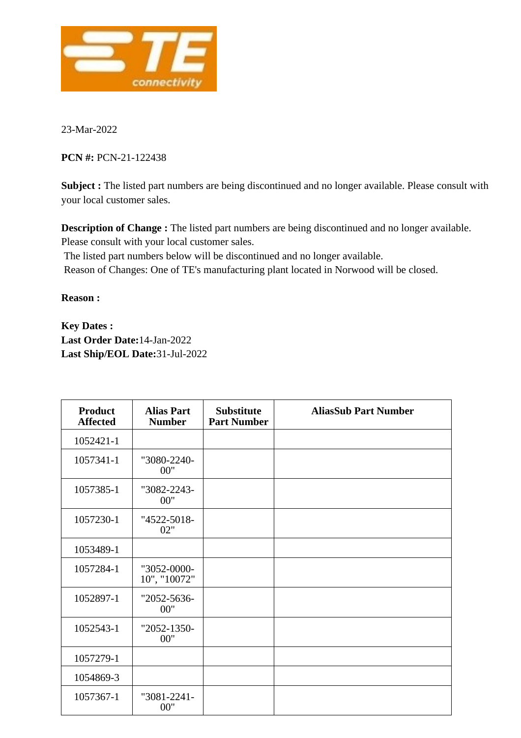23-Mar-2022

**PCN #:** PCN-21-122438

**Subject :** The listed part numbers are being discontinued and no longer available. Please consult with your local customer sales.

**Description of Change :** The listed part numbers are being discontinued and no longer available. Please consult with your local customer sales.
The listed part numbers below will be discontinued and no longer available.
Reason of Changes: One of TE's manufacturing plant located in Norwood will be closed.

**Reason :**

**Key Dates :**
**Last Order Date:**14-Jan-2022
**Last Ship/EOL Date:**31-Jul-2022

| Product Affected | Alias Part Number | Substitute Part Number | AliasSub Part Number |
|---|---|---|---|
| 1052421-1 | | | |
| 1057341-1 | "3080-2240-00" | | |
| 1057385-1 | "3082-2243-00" | | |
| 1057230-1 | "4522-5018-02" | | |
| 1053489-1 | | | |
| 1057284-1 | "3052-0000-10", "10072" | | |
| 1052897-1 | "2052-5636-00" | | |
| 1052543-1 | "2052-1350-00" | | |
| 1057279-1 | | | |
| 1054869-3 | | | |
| 1057367-1 | "3081-2241-00" | | |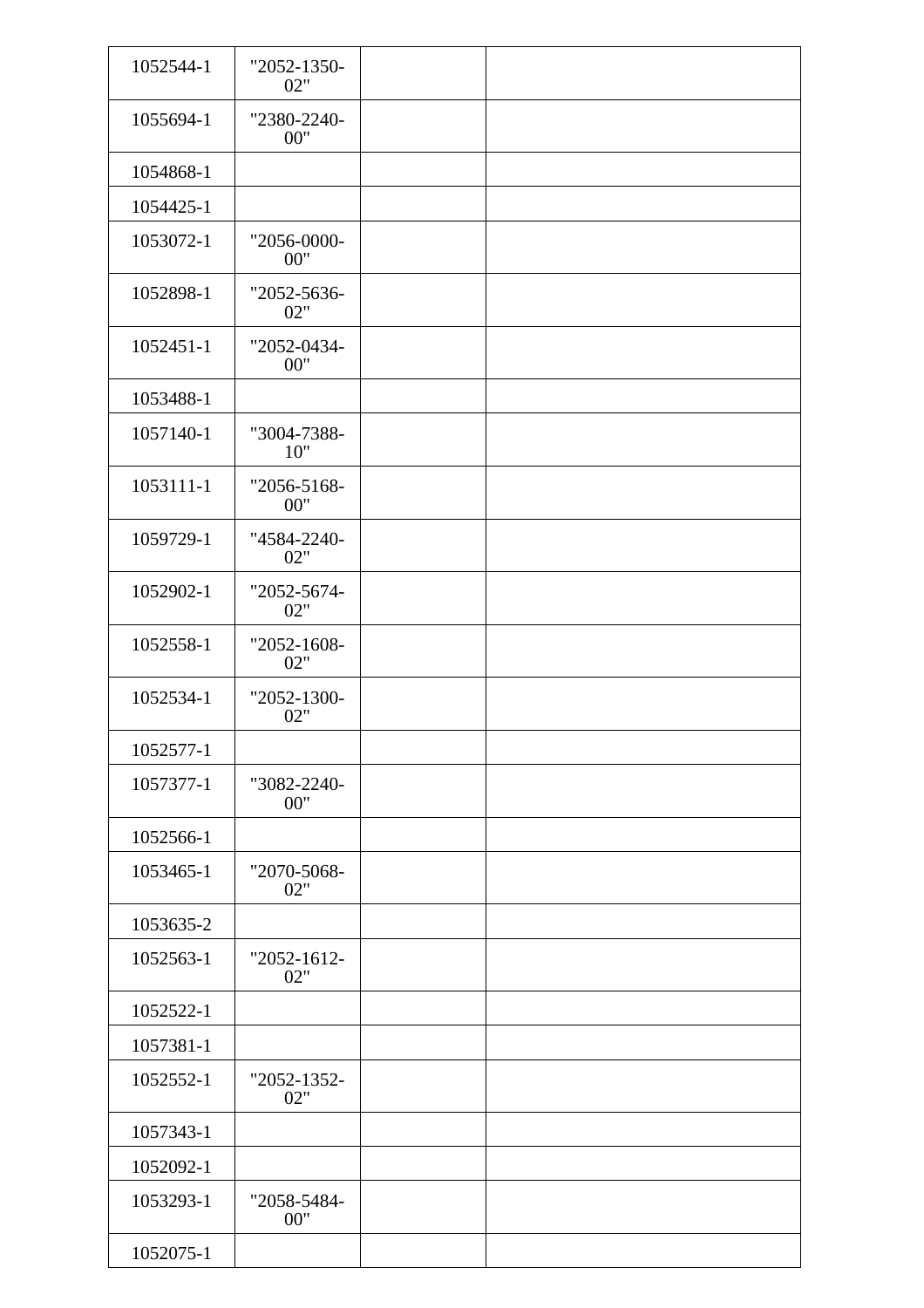| | | | |
|---|---|---|---|
| 1052544-1 | "2052-1350-02" | | |
| 1055694-1 | "2380-2240-00" | | |
| 1054868-1 | | | |
| 1054425-1 | | | |
| 1053072-1 | "2056-0000-00" | | |
| 1052898-1 | "2052-5636-02" | | |
| 1052451-1 | "2052-0434-00" | | |
| 1053488-1 | | | |
| 1057140-1 | "3004-7388-10" | | |
| 1053111-1 | "2056-5168-00" | | |
| 1059729-1 | "4584-2240-02" | | |
| 1052902-1 | "2052-5674-02" | | |
| 1052558-1 | "2052-1608-02" | | |
| 1052534-1 | "2052-1300-02" | | |
| 1052577-1 | | | |
| 1057377-1 | "3082-2240-00" | | |
| 1052566-1 | | | |
| 1053465-1 | "2070-5068-02" | | |
| 1053635-2 | | | |
| 1052563-1 | "2052-1612-02" | | |
| 1052522-1 | | | |
| 1057381-1 | | | |
| 1052552-1 | "2052-1352-02" | | |
| 1057343-1 | | | |
| 1052092-1 | | | |
| 1053293-1 | "2058-5484-00" | | |
| 1052075-1 | | | |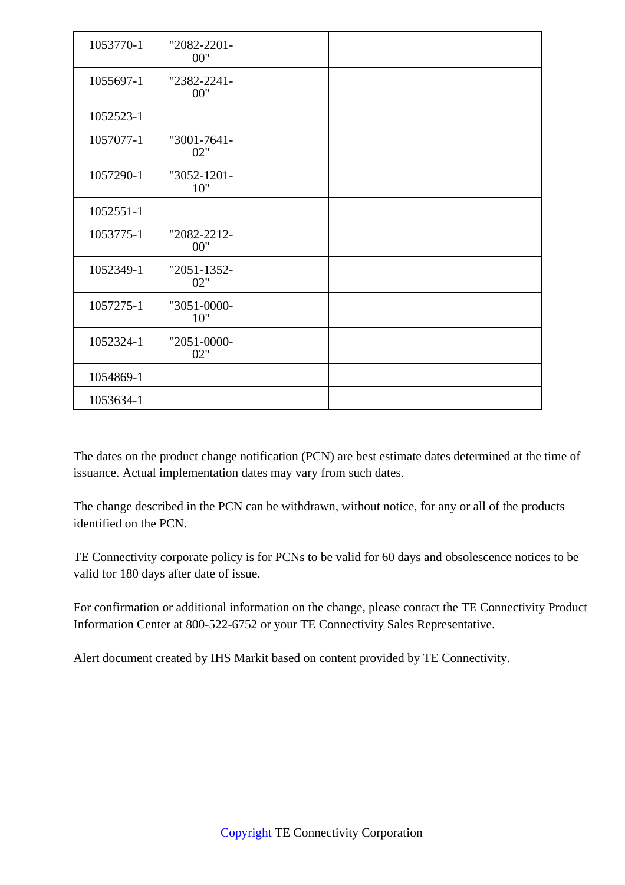| | | | |
|---|---|---|---|
| 1053770-1 | "2082-2201-00" | | |
| 1055697-1 | "2382-2241-00" | | |
| 1052523-1 | | | |
| 1057077-1 | "3001-7641-02" | | |
| 1057290-1 | "3052-1201-10" | | |
| 1052551-1 | | | |
| 1053775-1 | "2082-2212-00" | | |
| 1052349-1 | "2051-1352-02" | | |
| 1057275-1 | "3051-0000-10" | | |
| 1052324-1 | "2051-0000-02" | | |
| 1054869-1 | | | |
| 1053634-1 | | | |

The dates on the product change notification (PCN) are best estimate dates determined at the time of issuance. Actual implementation dates may vary from such dates.

The change described in the PCN can be withdrawn, without notice, for any or all of the products identified on the PCN.

TE Connectivity corporate policy is for PCNs to be valid for 60 days and obsolescence notices to be valid for 180 days after date of issue.

For confirmation or additional information on the change, please contact the TE Connectivity Product Information Center at 800-522-6752 or your TE Connectivity Sales Representative.

Alert document created by IHS Markit based on content provided by TE Connectivity.

Copyright TE Connectivity Corporation